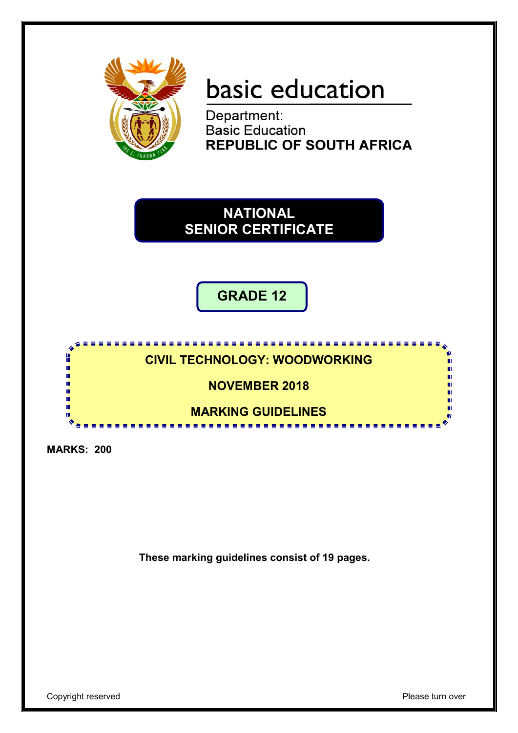basic education

Department:
Basic Education
**REPUBLIC OF SOUTH AFRICA**

# NATIONAL SENIOR CERTIFICATE

## GRADE 12

## CIVIL TECHNOLOGY: WOODWORKING

## NOVEMBER 2018

## MARKING GUIDELINES

**MARKS: 200**

**These marking guidelines consist of 19 pages.**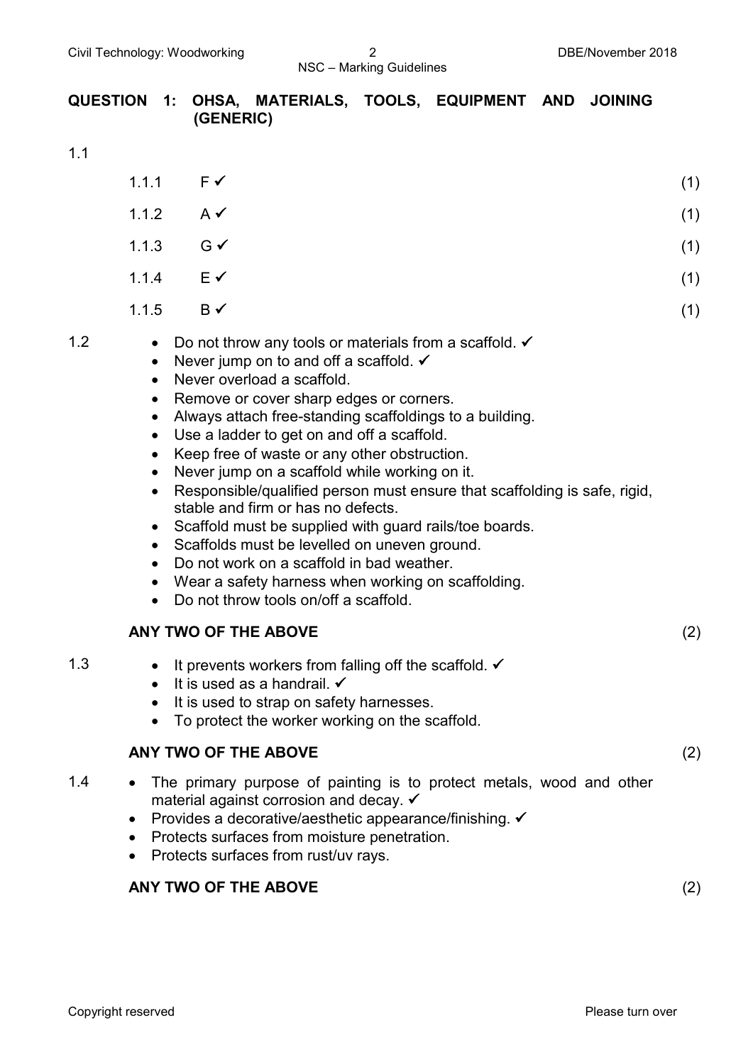## QUESTION 1: OHSA, MATERIALS, TOOLS, EQUIPMENT AND JOINING (GENERIC)

1.1

| | | |
|---|---|---|
| 1.1.1 | F ✓ | (1) |
| 1.1.2 | A ✓ | (1) |
| 1.1.3 | G ✓ | (1) |
| 1.1.4 | E ✓ | (1) |
| 1.1.5 | B ✓ | (1) |

1.2

- Do not throw any tools or materials from a scaffold. ✓
- Never jump on to and off a scaffold. ✓
- Never overload a scaffold.
- Remove or cover sharp edges or corners.
- Always attach free-standing scaffoldings to a building.
- Use a ladder to get on and off a scaffold.
- Keep free of waste or any other obstruction.
- Never jump on a scaffold while working on it.
- Responsible/qualified person must ensure that scaffolding is safe, rigid, stable and firm or has no defects.
- Scaffold must be supplied with guard rails/toe boards.
- Scaffolds must be levelled on uneven ground.
- Do not work on a scaffold in bad weather.
- Wear a safety harness when working on scaffolding.
- Do not throw tools on/off a scaffold.

**ANY TWO OF THE ABOVE** (2)

1.3

- It prevents workers from falling off the scaffold. ✓
- It is used as a handrail. ✓
- It is used to strap on safety harnesses.
- To protect the worker working on the scaffold.

**ANY TWO OF THE ABOVE** (2)

1.4

- The primary purpose of painting is to protect metals, wood and other material against corrosion and decay. ✓
- Provides a decorative/aesthetic appearance/finishing. ✓
- Protects surfaces from moisture penetration.
- Protects surfaces from rust/uv rays.

**ANY TWO OF THE ABOVE** (2)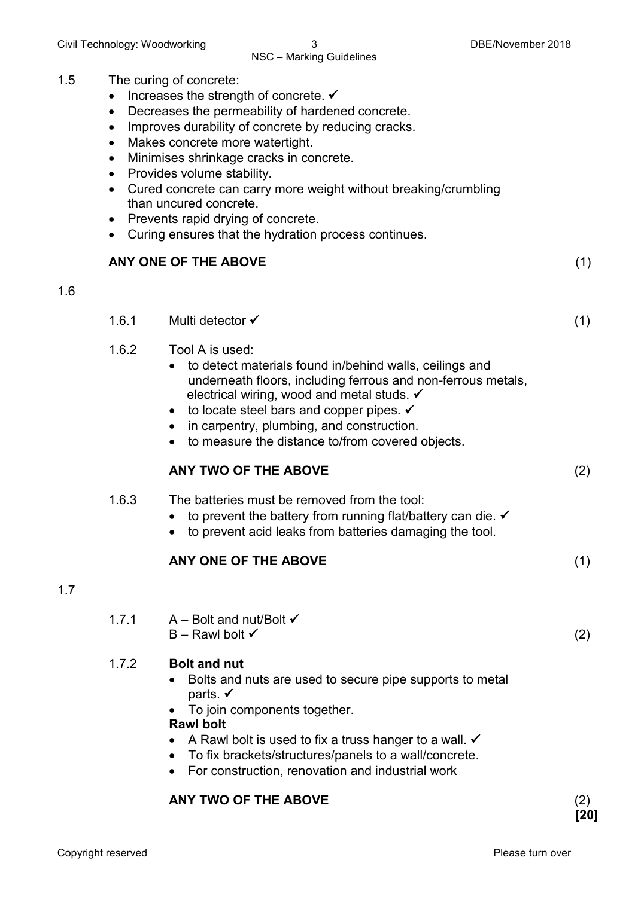1.5 The curing of concrete:

- Increases the strength of concrete. ✓
- Decreases the permeability of hardened concrete.
- Improves durability of concrete by reducing cracks.
- Makes concrete more watertight.
- Minimises shrinkage cracks in concrete.
- Provides volume stability.
- Cured concrete can carry more weight without breaking/crumbling than uncured concrete.
- Prevents rapid drying of concrete.
- Curing ensures that the hydration process continues.

**ANY ONE OF THE ABOVE** (1)

1.6

1.6.1 Multi detector ✓ (1)

1.6.2 Tool A is used:

- to detect materials found in/behind walls, ceilings and underneath floors, including ferrous and non-ferrous metals, electrical wiring, wood and metal studs. ✓
- to locate steel bars and copper pipes. ✓
- in carpentry, plumbing, and construction.
- to measure the distance to/from covered objects.

**ANY TWO OF THE ABOVE** (2)

1.6.3 The batteries must be removed from the tool:

- to prevent the battery from running flat/battery can die. ✓
- to prevent acid leaks from batteries damaging the tool.

**ANY ONE OF THE ABOVE** (1)

1.7

1.7.1 A – Bolt and nut/Bolt ✓
B – Rawl bolt ✓ (2)

1.7.2 **Bolt and nut**

- Bolts and nuts are used to secure pipe supports to metal parts. ✓
- To join components together.

**Rawl bolt**

- A Rawl bolt is used to fix a truss hanger to a wall. ✓
- To fix brackets/structures/panels to a wall/concrete.
- For construction, renovation and industrial work

**ANY TWO OF THE ABOVE** (2)

**[20]**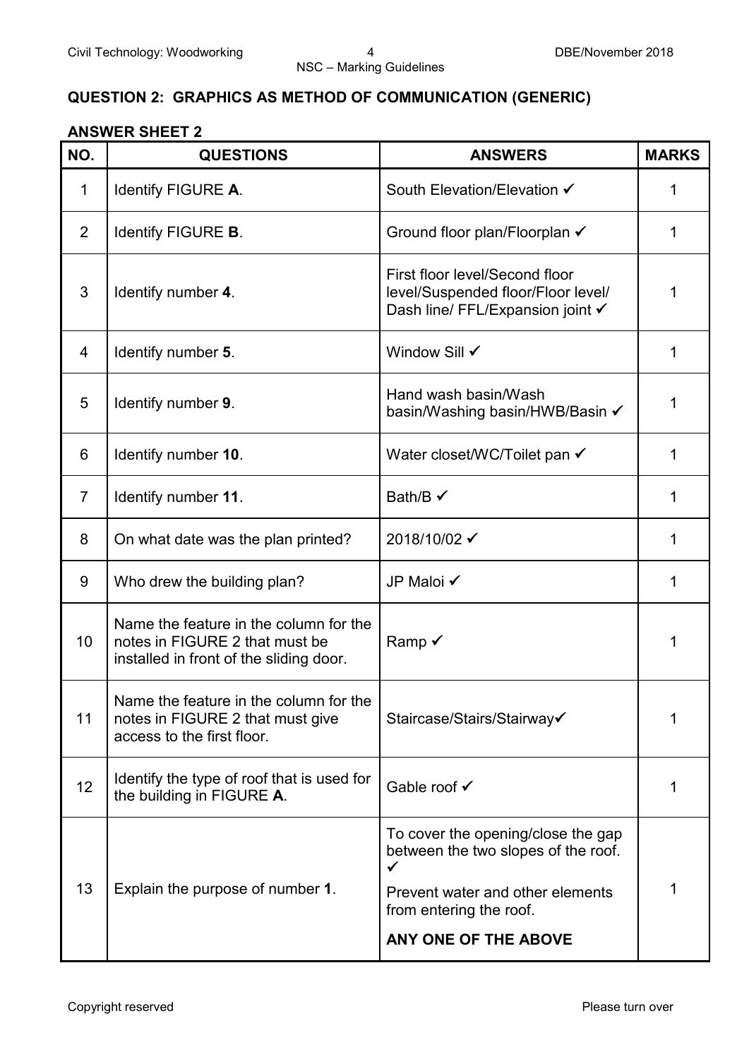## QUESTION 2: GRAPHICS AS METHOD OF COMMUNICATION (GENERIC)

### ANSWER SHEET 2

| NO. | QUESTIONS | ANSWERS | MARKS |
|---|---|---|---|
| 1 | Identify FIGURE **A**. | South Elevation/Elevation ✓ | 1 |
| 2 | Identify FIGURE **B**. | Ground floor plan/Floorplan ✓ | 1 |
| 3 | Identify number **4**. | First floor level/Second floor level/Suspended floor/Floor level/ Dash line/ FFL/Expansion joint ✓ | 1 |
| 4 | Identify number **5**. | Window Sill ✓ | 1 |
| 5 | Identify number **9**. | Hand wash basin/Wash basin/Washing basin/HWB/Basin ✓ | 1 |
| 6 | Identify number **10**. | Water closet/WC/Toilet pan ✓ | 1 |
| 7 | Identify number **11**. | Bath/B ✓ | 1 |
| 8 | On what date was the plan printed? | 2018/10/02 ✓ | 1 |
| 9 | Who drew the building plan? | JP Maloi ✓ | 1 |
| 10 | Name the feature in the column for the notes in FIGURE 2 that must be installed in front of the sliding door. | Ramp ✓ | 1 |
| 11 | Name the feature in the column for the notes in FIGURE 2 that must give access to the first floor. | Staircase/Stairs/Stairway✓ | 1 |
| 12 | Identify the type of roof that is used for the building in FIGURE **A**. | Gable roof ✓ | 1 |
| 13 | Explain the purpose of number **1**. | To cover the opening/close the gap between the two slopes of the roof. ✓<br>Prevent water and other elements from entering the roof.<br>**ANY ONE OF THE ABOVE** | 1 |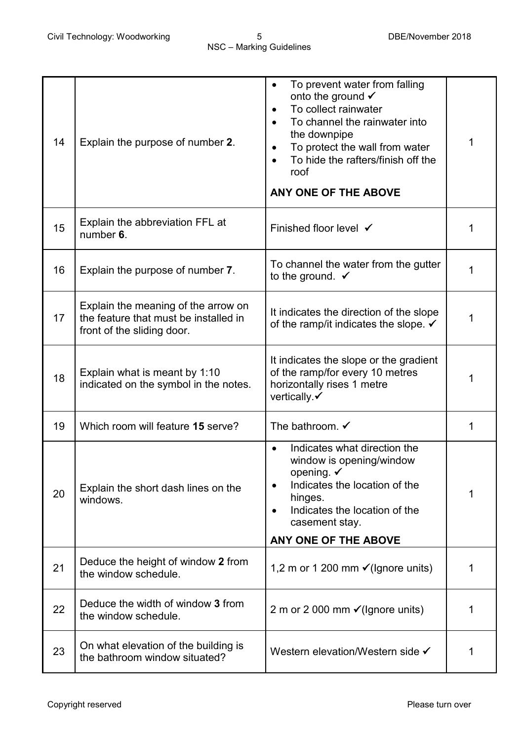| | | | |
|---|---|---|---|
| 14 | Explain the purpose of number **2**. | • To prevent water from falling onto the ground ✓<br>• To collect rainwater<br>• To channel the rainwater into the downpipe<br>• To protect the wall from water<br>• To hide the rafters/finish off the roof<br><br>**ANY ONE OF THE ABOVE** | 1 |
| 15 | Explain the abbreviation FFL at number **6**. | Finished floor level ✓ | 1 |
| 16 | Explain the purpose of number **7**. | To channel the water from the gutter to the ground. ✓ | 1 |
| 17 | Explain the meaning of the arrow on the feature that must be installed in front of the sliding door. | It indicates the direction of the slope of the ramp/it indicates the slope. ✓ | 1 |
| 18 | Explain what is meant by 1:10 indicated on the symbol in the notes. | It indicates the slope or the gradient of the ramp/for every 10 metres horizontally rises 1 metre vertically.✓ | 1 |
| 19 | Which room will feature **15** serve? | The bathroom. ✓ | 1 |
| 20 | Explain the short dash lines on the windows. | • Indicates what direction the window is opening/window opening. ✓<br>• Indicates the location of the hinges.<br>• Indicates the location of the casement stay.<br><br>**ANY ONE OF THE ABOVE** | 1 |
| 21 | Deduce the height of window **2** from the window schedule. | 1,2 m or 1 200 mm ✓(Ignore units) | 1 |
| 22 | Deduce the width of window **3** from the window schedule. | 2 m or 2 000 mm ✓(Ignore units) | 1 |
| 23 | On what elevation of the building is the bathroom window situated? | Western elevation/Western side ✓ | 1 |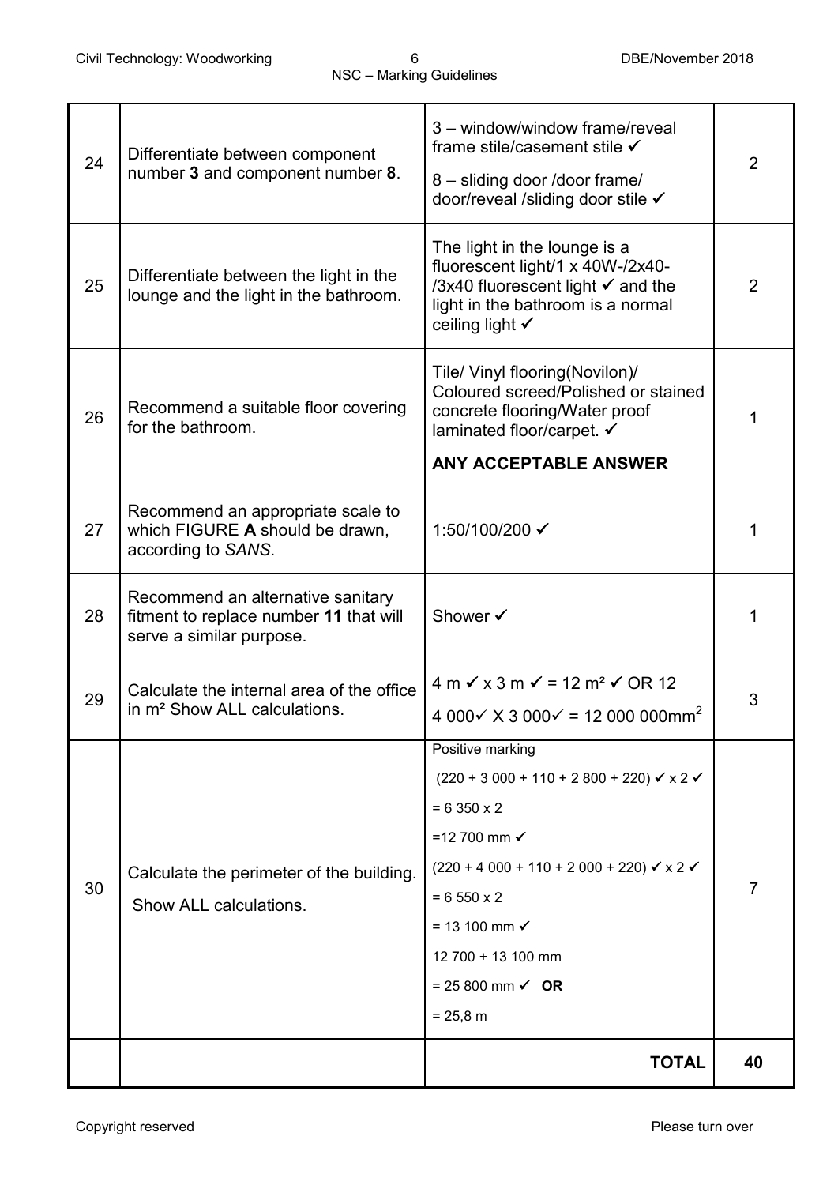| | | | |
|---|---|---|---|
| 24 | Differentiate between component number **3** and component number **8**. | 3 – window/window frame/reveal frame stile/casement stile ✓<br>8 – sliding door /door frame/ door/reveal /sliding door stile ✓ | 2 |
| 25 | Differentiate between the light in the lounge and the light in the bathroom. | The light in the lounge is a fluorescent light/1 x 40W-/2x40-/3x40 fluorescent light ✓ and the light in the bathroom is a normal ceiling light ✓ | 2 |
| 26 | Recommend a suitable floor covering for the bathroom. | Tile/ Vinyl flooring(Novilon)/ Coloured screed/Polished or stained concrete flooring/Water proof laminated floor/carpet. ✓<br>**ANY ACCEPTABLE ANSWER** | 1 |
| 27 | Recommend an appropriate scale to which FIGURE **A** should be drawn, according to *SANS*. | 1:50/100/200 ✓ | 1 |
| 28 | Recommend an alternative sanitary fitment to replace number **11** that will serve a similar purpose. | Shower ✓ | 1 |
| 29 | Calculate the internal area of the office in m² Show ALL calculations. | 4 m ✓ x 3 m ✓ = 12 m² ✓ OR 12<br>4 000✓ X 3 000✓ = 12 000 000mm$^2$ | 3 |
| 30 | Calculate the perimeter of the building. Show ALL calculations. | Positive marking<br>(220 + 3 000 + 110 + 2 800 + 220) ✓ x 2 ✓<br>= 6 350 x 2<br>=12 700 mm ✓<br>(220 + 4 000 + 110 + 2 000 + 220) ✓ x 2 ✓<br>= 6 550 x 2<br>= 13 100 mm ✓<br>12 700 + 13 100 mm<br>= 25 800 mm ✓ **OR**<br>= 25,8 m | 7 |
| | | **TOTAL** | **40** |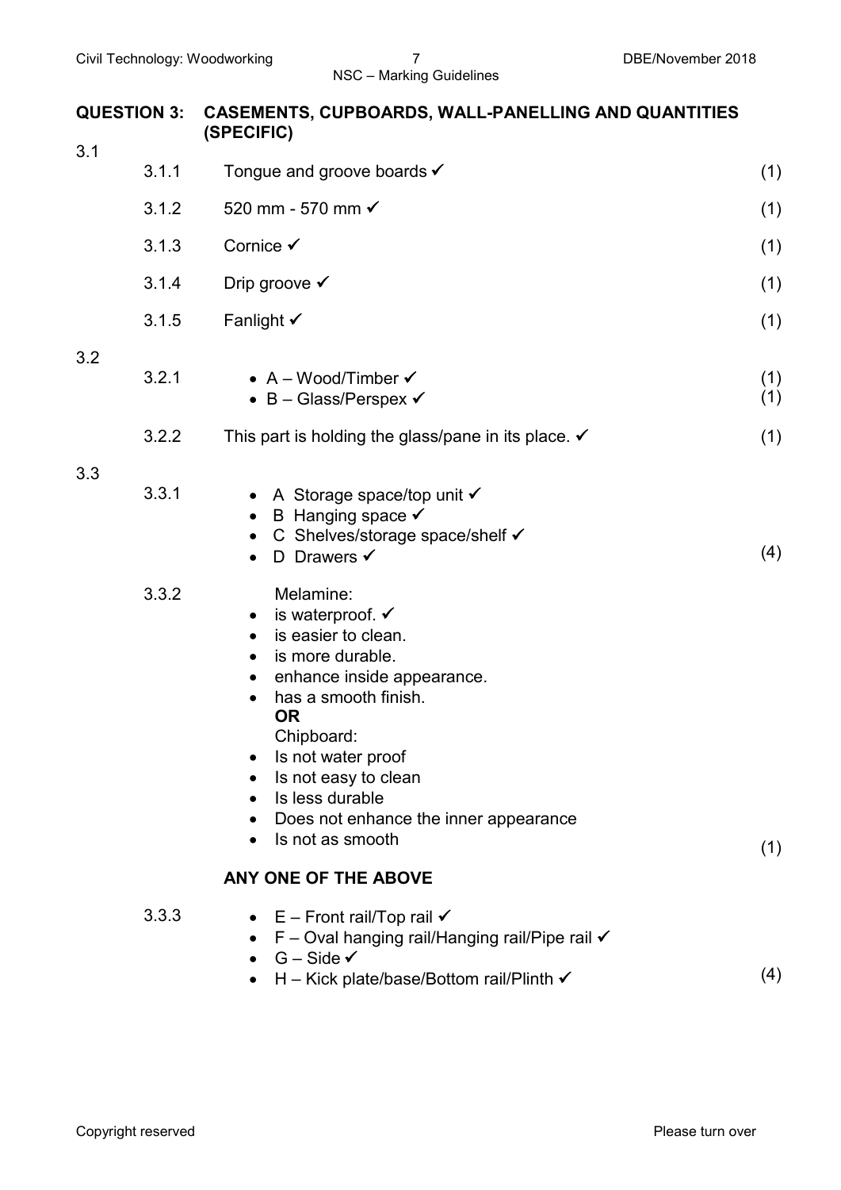## QUESTION 3: CASEMENTS, CUPBOARDS, WALL-PANELLING AND QUANTITIES (SPECIFIC)

3.1

| | | |
|---|---|---|
| 3.1.1 | Tongue and groove boards ✓ | (1) |
| 3.1.2 | 520 mm - 570 mm ✓ | (1) |
| 3.1.3 | Cornice ✓ | (1) |
| 3.1.4 | Drip groove ✓ | (1) |
| 3.1.5 | Fanlight ✓ | (1) |

3.2

3.2.1
- A – Wood/Timber ✓ (1)
- B – Glass/Perspex ✓ (1)

3.2.2 This part is holding the glass/pane in its place. ✓ (1)

3.3

3.3.1
- A Storage space/top unit ✓
- B Hanging space ✓
- C Shelves/storage space/shelf ✓
- D Drawers ✓

(4)

3.3.2 Melamine:
- is waterproof. ✓
- is easier to clean.
- is more durable.
- enhance inside appearance.
- has a smooth finish.

**OR**

Chipboard:
- Is not water proof
- Is not easy to clean
- Is less durable
- Does not enhance the inner appearance
- Is not as smooth

(1)

**ANY ONE OF THE ABOVE**

3.3.3
- E – Front rail/Top rail ✓
- F – Oval hanging rail/Hanging rail/Pipe rail ✓
- G – Side ✓
- H – Kick plate/base/Bottom rail/Plinth ✓

(4)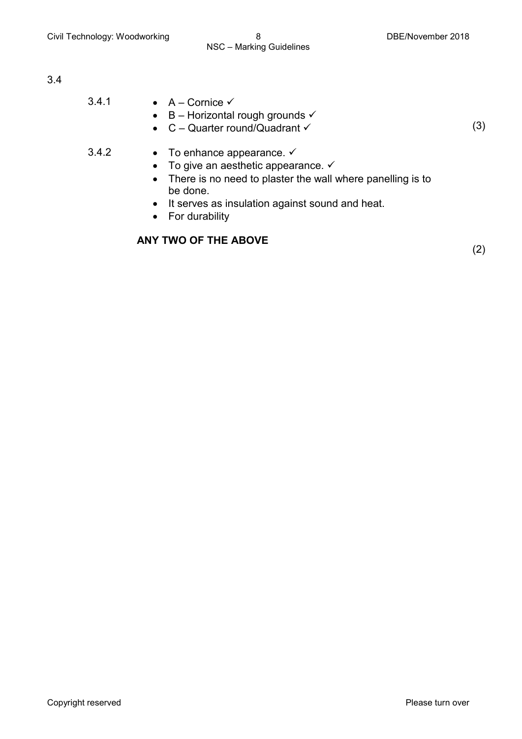3.4

3.4.1

- A – Cornice ✓
- B – Horizontal rough grounds ✓
- C – Quarter round/Quadrant ✓

(3)

3.4.2

- To enhance appearance. ✓
- To give an aesthetic appearance. ✓
- There is no need to plaster the wall where panelling is to be done.
- It serves as insulation against sound and heat.
- For durability

**ANY TWO OF THE ABOVE**

(2)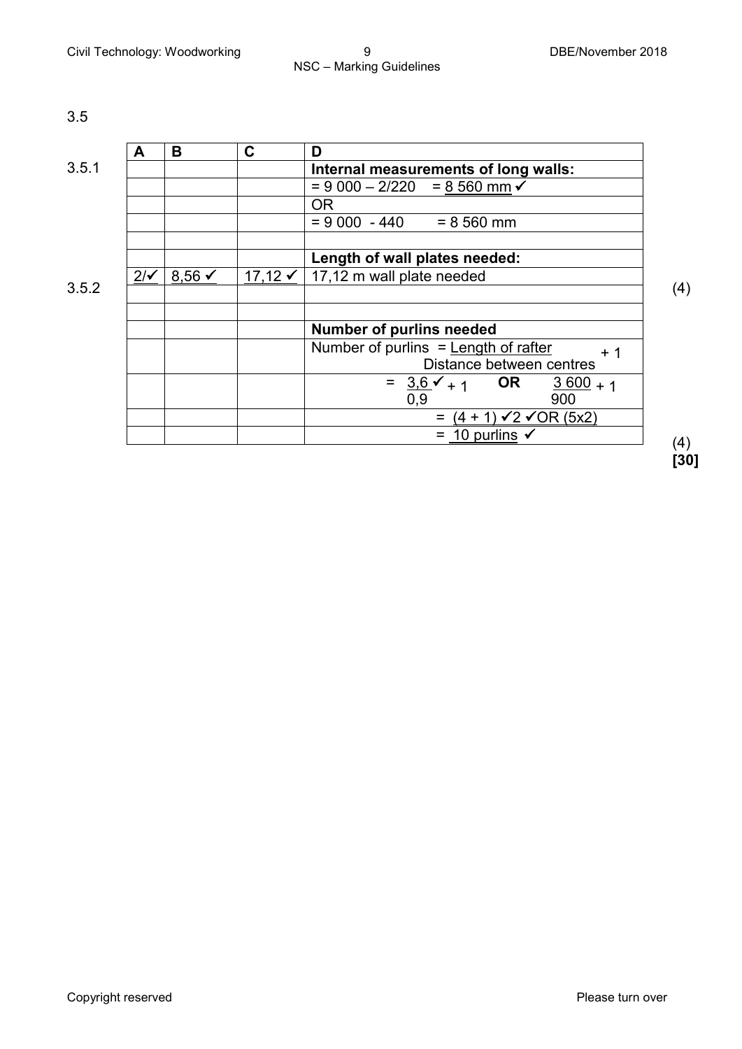3.5

| | A | B | C | D |
|---|---|---|---|---|
| 3.5.1 | | | | **Internal measurements of long walls:** |
| | | | | = 9 000 – 2/220 = <u>8 560 mm</u> ✓ |
| | | | | OR |
| | | | | = 9 000 - 440 = 8 560 mm |
| | | | | |
| | | | | **Length of wall plates needed:** |
| | <u>2/</u>✓ | <u>8,56</u> ✓ | <u>17,12</u> ✓ | 17,12 m wall plate needed |
| 3.5.2 | | | | |
| | | | | |
| | | | | **Number of purlins needed** |
| | | | | Number of purlins = $\frac{\text{Length of rafter}}{\text{Distance between centres}} + 1$ |
| | | | | = $\frac{3,6}{0,9}$ ✓ + 1 **OR** $\frac{3\ 600}{900} + 1$ |
| | | | | = <u>(4 + 1)</u> ✓2 ✓<u>OR (5x2)</u> |
| | | | | = <u>10 purlins</u> ✓ |

(4)

(4)

**[30]**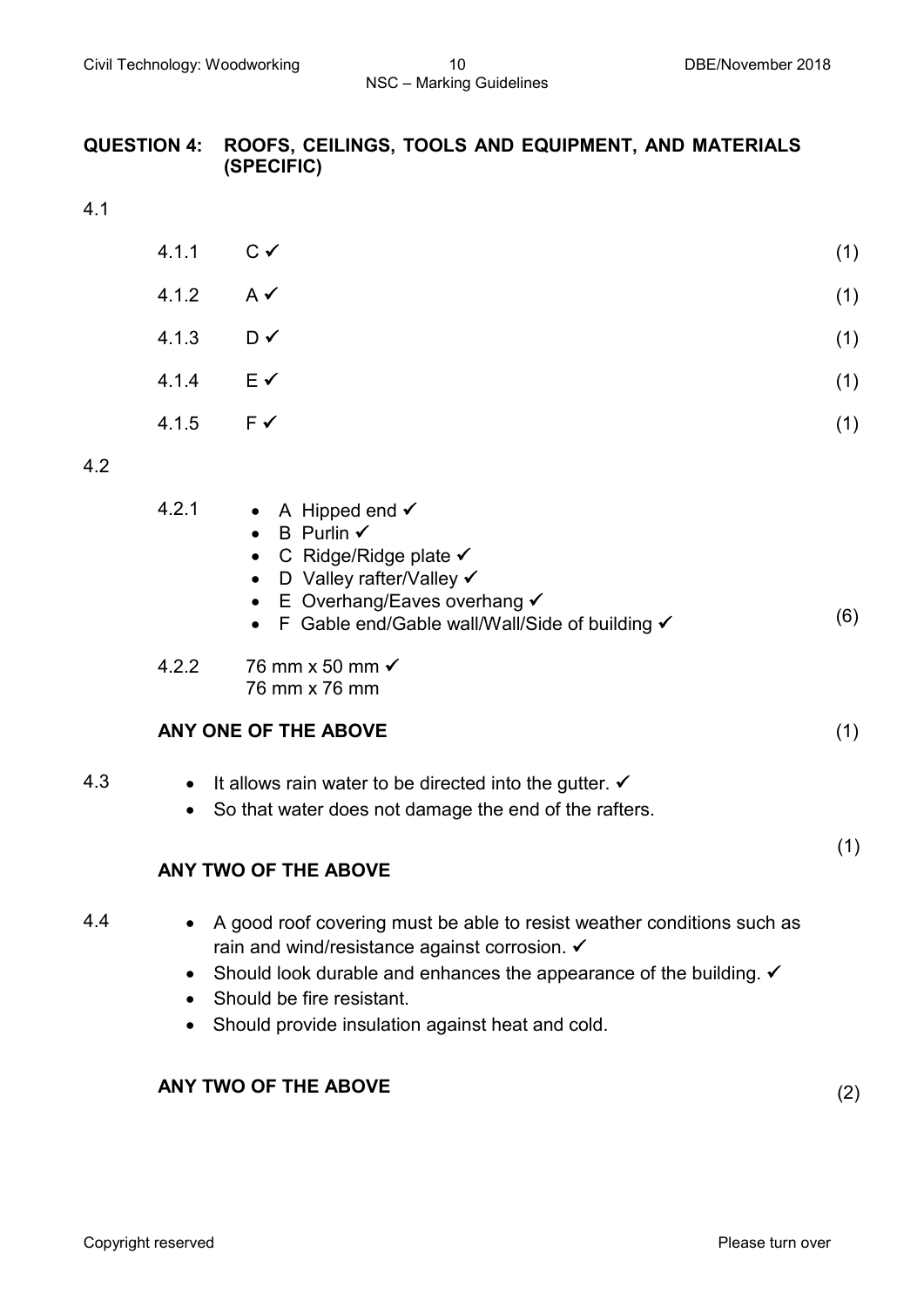## QUESTION 4: ROOFS, CEILINGS, TOOLS AND EQUIPMENT, AND MATERIALS (SPECIFIC)

4.1

4.1.1 C ✓ (1)

4.1.2 A ✓ (1)

4.1.3 D ✓ (1)

4.1.4 E ✓ (1)

4.1.5 F ✓ (1)

4.2

4.2.1
- A Hipped end ✓
- B Purlin ✓
- C Ridge/Ridge plate ✓
- D Valley rafter/Valley ✓
- E Overhang/Eaves overhang ✓
- F Gable end/Gable wall/Wall/Side of building ✓

(6)

4.2.2 76 mm x 50 mm ✓
76 mm x 76 mm

**ANY ONE OF THE ABOVE** (1)

4.3
- It allows rain water to be directed into the gutter. ✓
- So that water does not damage the end of the rafters.

**ANY TWO OF THE ABOVE** (1)

4.4
- A good roof covering must be able to resist weather conditions such as rain and wind/resistance against corrosion. ✓
- Should look durable and enhances the appearance of the building. ✓
- Should be fire resistant.
- Should provide insulation against heat and cold.

**ANY TWO OF THE ABOVE** (2)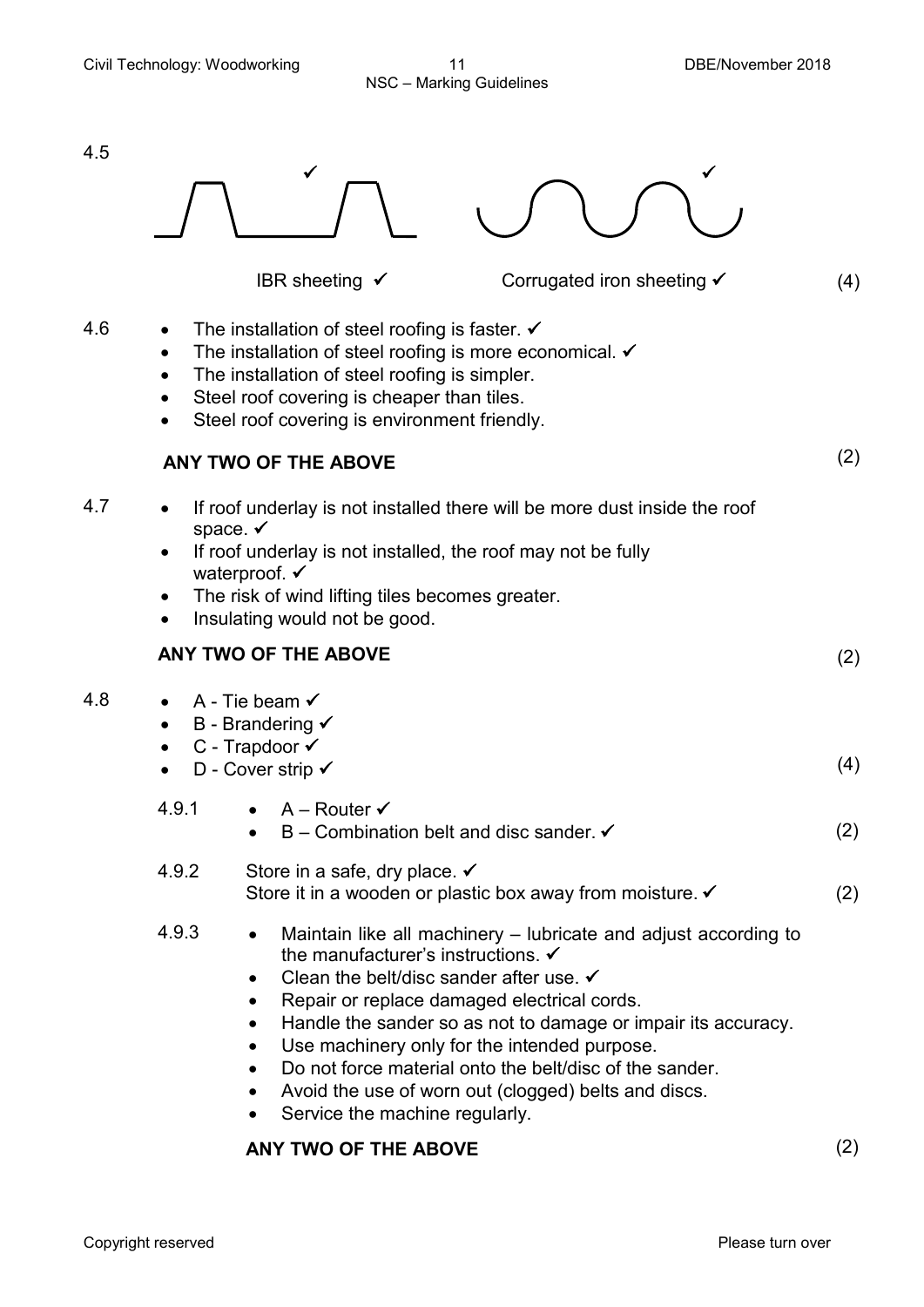4.5

IBR sheeting ✓ &nbsp;&nbsp;&nbsp;&nbsp; Corrugated iron sheeting ✓ &nbsp;&nbsp;&nbsp;&nbsp; (4)

4.6

- The installation of steel roofing is faster. ✓
- The installation of steel roofing is more economical. ✓
- The installation of steel roofing is simpler.
- Steel roof covering is cheaper than tiles.
- Steel roof covering is environment friendly.

**ANY TWO OF THE ABOVE** (2)

4.7

- If roof underlay is not installed there will be more dust inside the roof space. ✓
- If roof underlay is not installed, the roof may not be fully waterproof. ✓
- The risk of wind lifting tiles becomes greater.
- Insulating would not be good.

**ANY TWO OF THE ABOVE** (2)

4.8

- A - Tie beam ✓
- B - Brandering ✓
- C - Trapdoor ✓
- D - Cover strip ✓ (4)

4.9.1

- A – Router ✓
- B – Combination belt and disc sander. ✓ (2)

4.9.2 Store in a safe, dry place. ✓
Store it in a wooden or plastic box away from moisture. ✓ (2)

4.9.3

- Maintain like all machinery – lubricate and adjust according to the manufacturer's instructions. ✓
- Clean the belt/disc sander after use. ✓
- Repair or replace damaged electrical cords.
- Handle the sander so as not to damage or impair its accuracy.
- Use machinery only for the intended purpose.
- Do not force material onto the belt/disc of the sander.
- Avoid the use of worn out (clogged) belts and discs.
- Service the machine regularly.

**ANY TWO OF THE ABOVE** (2)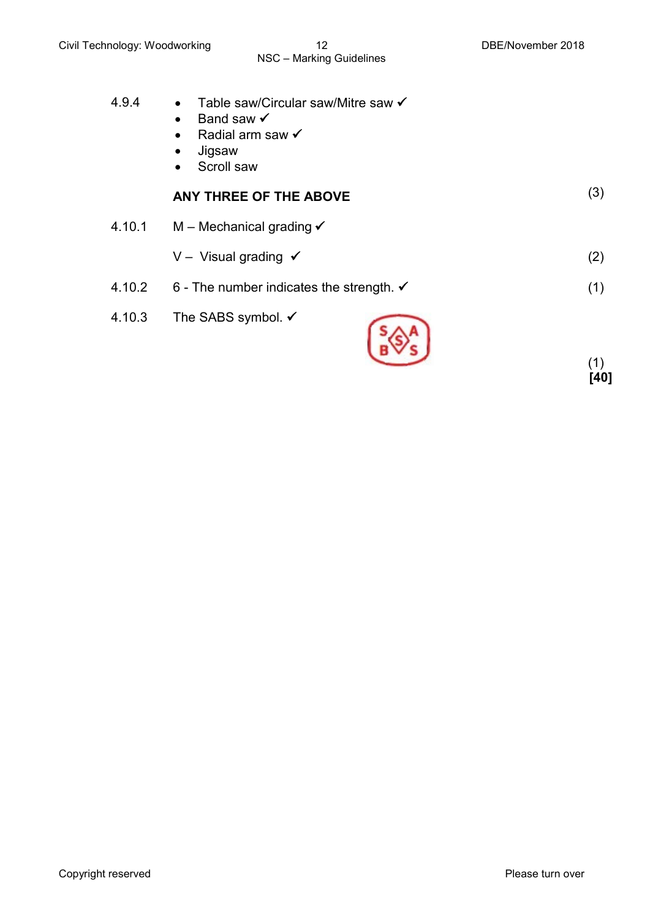4.9.4
- Table saw/Circular saw/Mitre saw ✓
- Band saw ✓
- Radial arm saw ✓
- Jigsaw
- Scroll saw

**ANY THREE OF THE ABOVE** (3)

4.10.1 M – Mechanical grading ✓

V – Visual grading ✓ (2)

4.10.2 6 - The number indicates the strength. ✓ (1)

4.10.3 The SABS symbol. ✓

(1)

**[40]**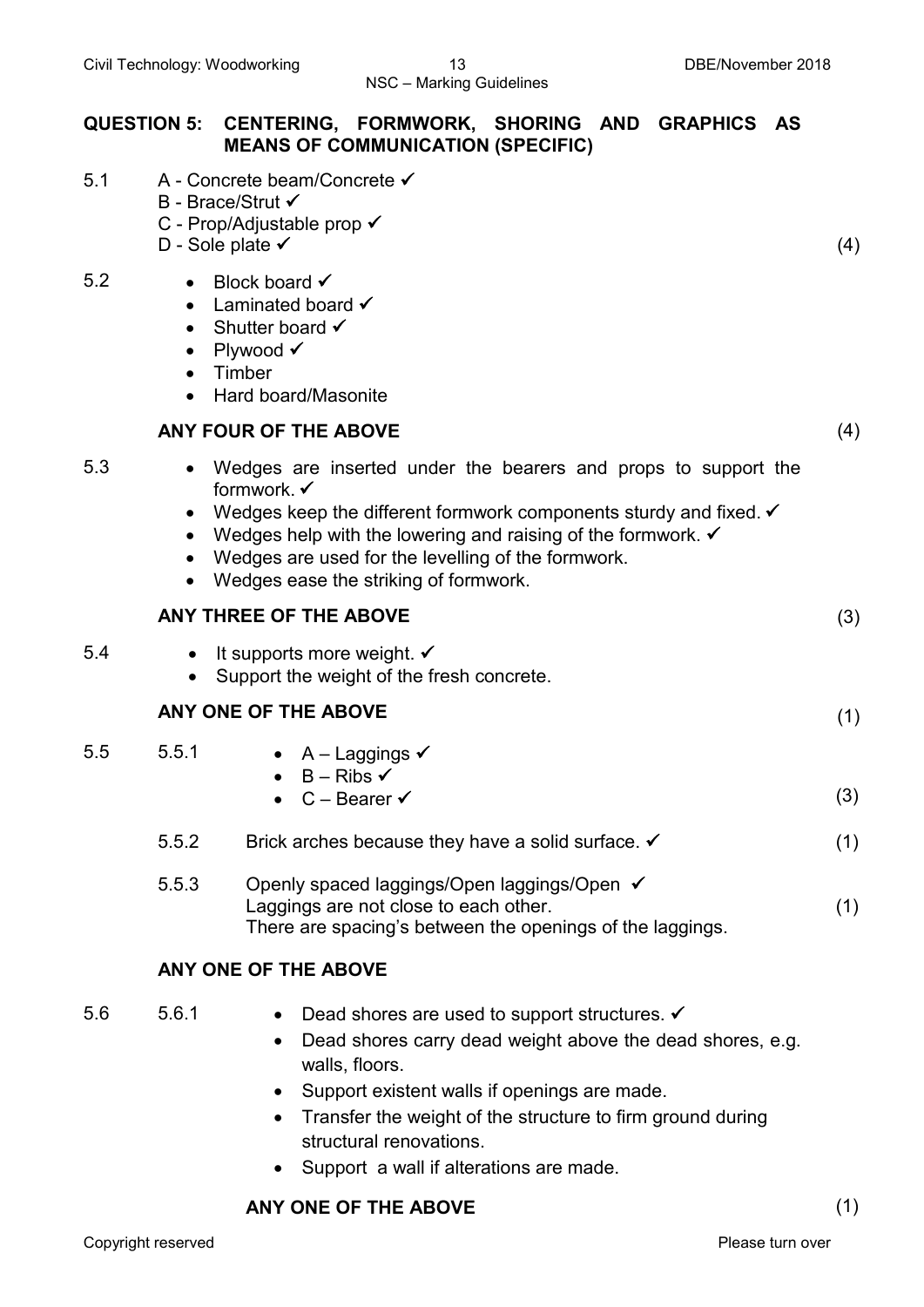## QUESTION 5: CENTERING, FORMWORK, SHORING AND GRAPHICS AS MEANS OF COMMUNICATION (SPECIFIC)

5.1 A - Concrete beam/Concrete ✓
B - Brace/Strut ✓
C - Prop/Adjustable prop ✓
D - Sole plate ✓ (4)

5.2
- Block board ✓
- Laminated board ✓
- Shutter board ✓
- Plywood ✓
- Timber
- Hard board/Masonite

**ANY FOUR OF THE ABOVE** (4)

5.3
- Wedges are inserted under the bearers and props to support the formwork. ✓
- Wedges keep the different formwork components sturdy and fixed. ✓
- Wedges help with the lowering and raising of the formwork. ✓
- Wedges are used for the levelling of the formwork.
- Wedges ease the striking of formwork.

**ANY THREE OF THE ABOVE** (3)

5.4
- It supports more weight. ✓
- Support the weight of the fresh concrete.

**ANY ONE OF THE ABOVE** (1)

5.5 5.5.1
- A – Laggings ✓
- B – Ribs ✓
- C – Bearer ✓ (3)

5.5.2 Brick arches because they have a solid surface. ✓ (1)

5.5.3 Openly spaced laggings/Open laggings/Open ✓
Laggings are not close to each other.
There are spacing's between the openings of the laggings. (1)

**ANY ONE OF THE ABOVE**

5.6 5.6.1
- Dead shores are used to support structures. ✓
- Dead shores carry dead weight above the dead shores, e.g. walls, floors.
- Support existent walls if openings are made.
- Transfer the weight of the structure to firm ground during structural renovations.
- Support a wall if alterations are made.

**ANY ONE OF THE ABOVE** (1)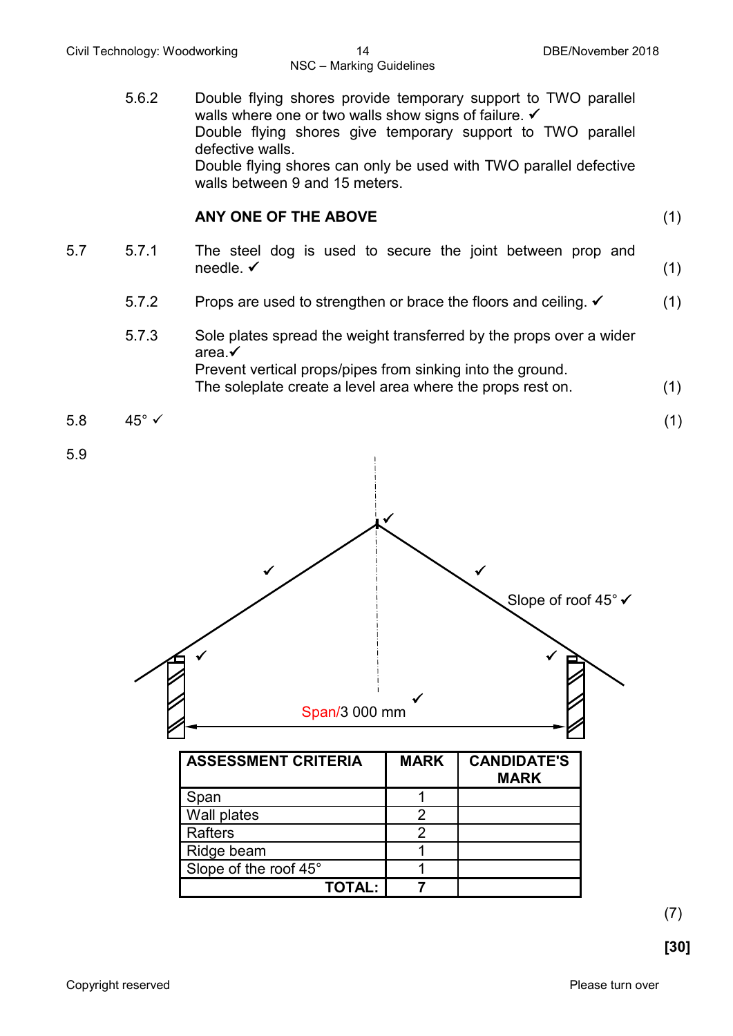5.6.2 Double flying shores provide temporary support to TWO parallel walls where one or two walls show signs of failure. ✓
Double flying shores give temporary support to TWO parallel defective walls.
Double flying shores can only be used with TWO parallel defective walls between 9 and 15 meters.

**ANY ONE OF THE ABOVE** (1)

5.7

5.7.1 The steel dog is used to secure the joint between prop and needle. ✓ (1)

5.7.2 Props are used to strengthen or brace the floors and ceiling. ✓ (1)

5.7.3 Sole plates spread the weight transferred by the props over a wider area.✓
Prevent vertical props/pipes from sinking into the ground.
The soleplate create a level area where the props rest on. (1)

5.8 45° ✓ (1)

5.9

Slope of roof 45° ✓

Span/3 000 mm ✓

| ASSESSMENT CRITERIA | MARK | CANDIDATE'S MARK |
|---|---|---|
| Span | 1 | |
| Wall plates | 2 | |
| Rafters | 2 | |
| Ridge beam | 1 | |
| Slope of the roof 45° | 1 | |
| **TOTAL:** | **7** | |

(7)

**[30]**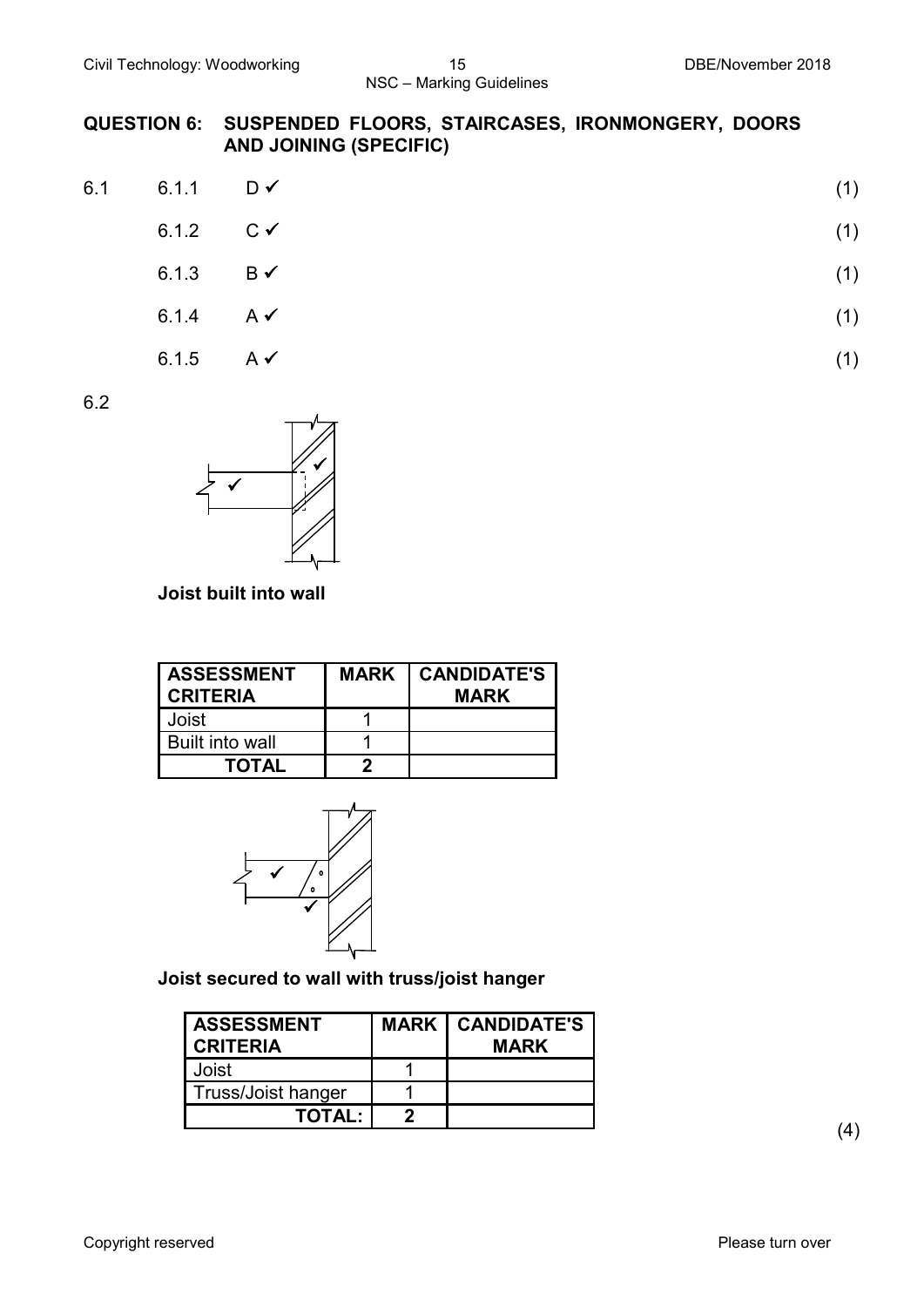## QUESTION 6: SUSPENDED FLOORS, STAIRCASES, IRONMONGERY, DOORS AND JOINING (SPECIFIC)

6.1

6.1.1 D ✓ (1)

6.1.2 C ✓ (1)

6.1.3 B ✓ (1)

6.1.4 A ✓ (1)

6.1.5 A ✓ (1)

6.2

**Joist built into wall**

| ASSESSMENT CRITERIA | MARK | CANDIDATE'S MARK |
|---|---|---|
| Joist | 1 | |
| Built into wall | 1 | |
| **TOTAL** | **2** | |

**Joist secured to wall with truss/joist hanger**

| ASSESSMENT CRITERIA | MARK | CANDIDATE'S MARK |
|---|---|---|
| Joist | 1 | |
| Truss/Joist hanger | 1 | |
| **TOTAL:** | **2** | |

(4)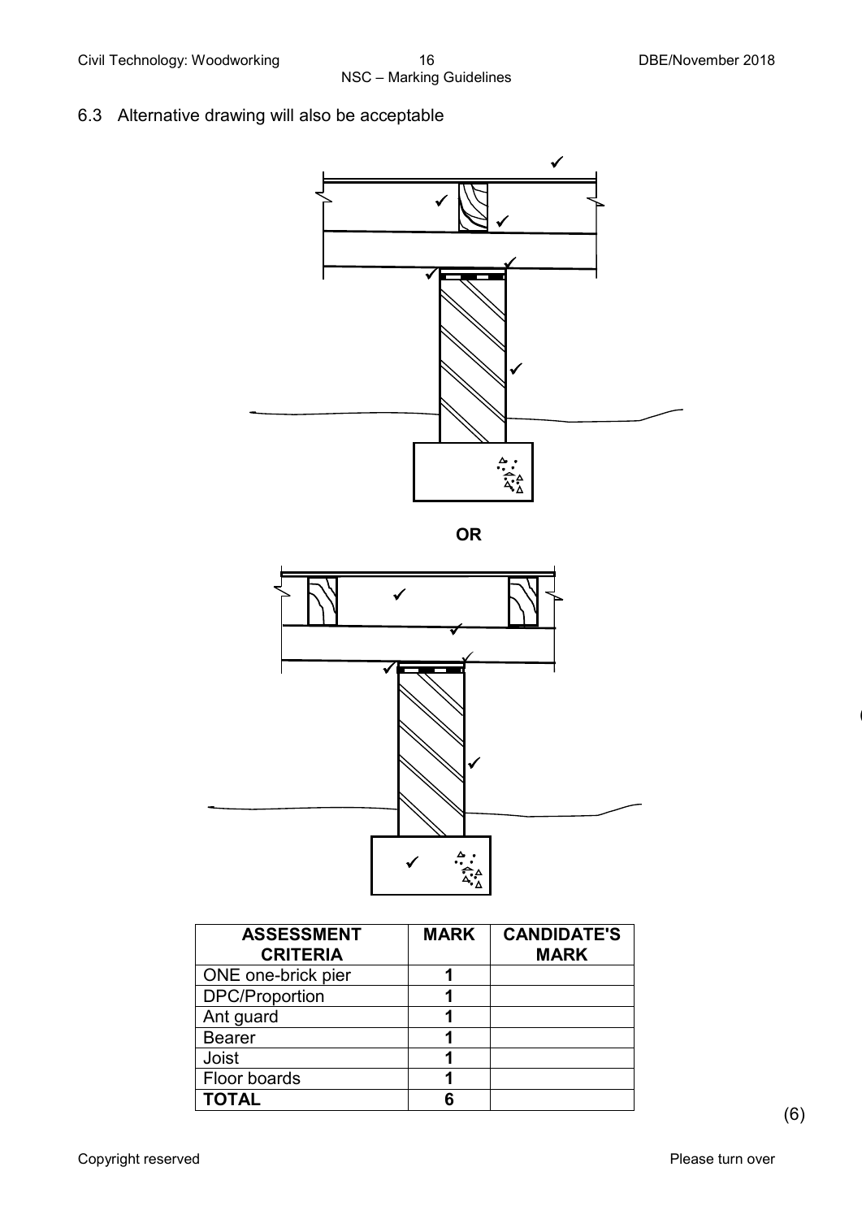6.3 Alternative drawing will also be acceptable

**OR**

| ASSESSMENT CRITERIA | MARK | CANDIDATE'S MARK |
|---|---|---|
| ONE one-brick pier | 1 | |
| DPC/Proportion | 1 | |
| Ant guard | 1 | |
| Bearer | 1 | |
| Joist | 1 | |
| Floor boards | 1 | |
| **TOTAL** | **6** | |

(6)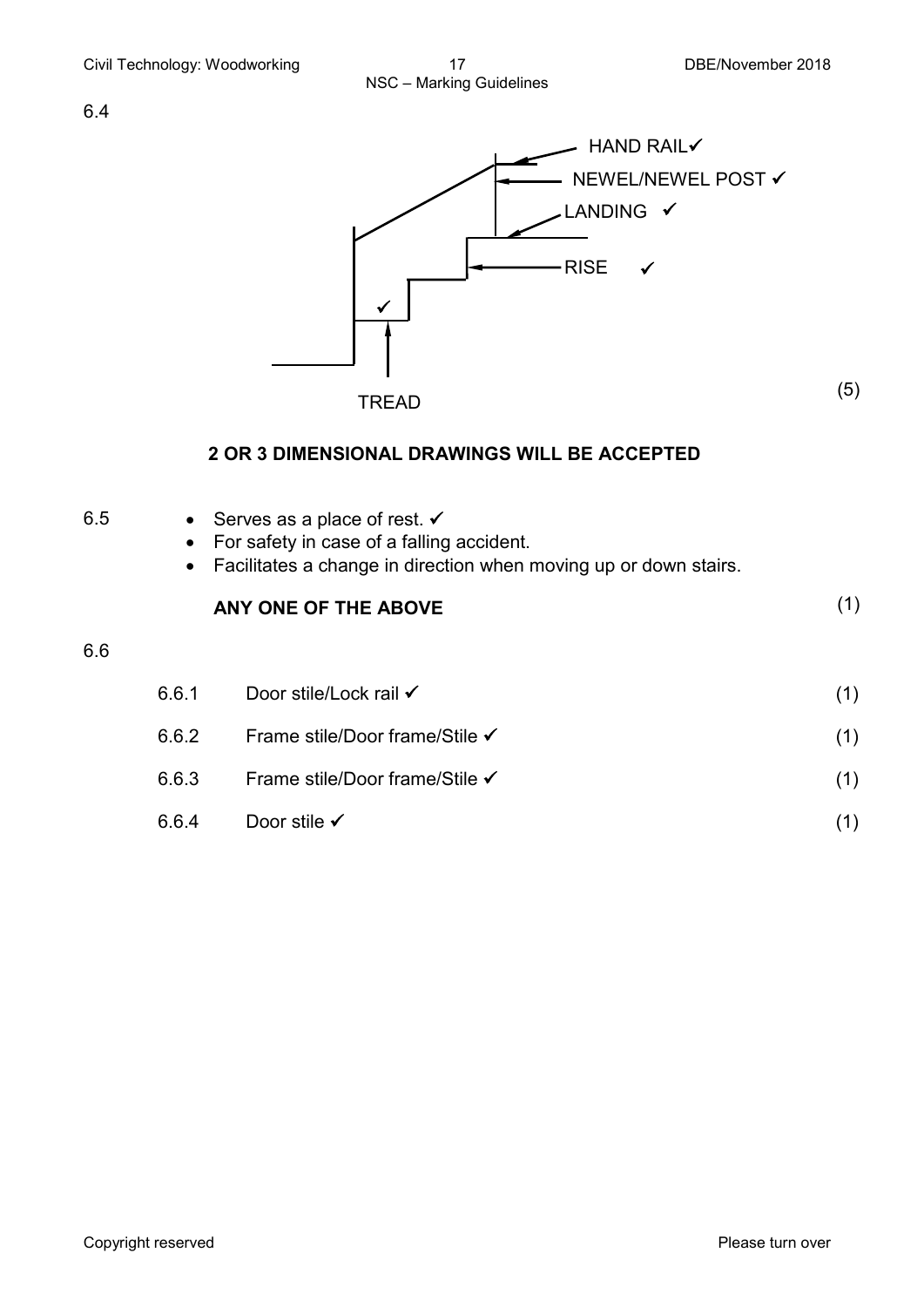6.4

HAND RAIL✓

NEWEL/NEWEL POST ✓

LANDING ✓

RISE ✓

✓

TREAD

(5)

**2 OR 3 DIMENSIONAL DRAWINGS WILL BE ACCEPTED**

6.5

- Serves as a place of rest. ✓
- For safety in case of a falling accident.
- Facilitates a change in direction when moving up or down stairs.

**ANY ONE OF THE ABOVE** (1)

6.6

6.6.1 Door stile/Lock rail ✓ (1)

6.6.2 Frame stile/Door frame/Stile ✓ (1)

6.6.3 Frame stile/Door frame/Stile ✓ (1)

6.6.4 Door stile ✓ (1)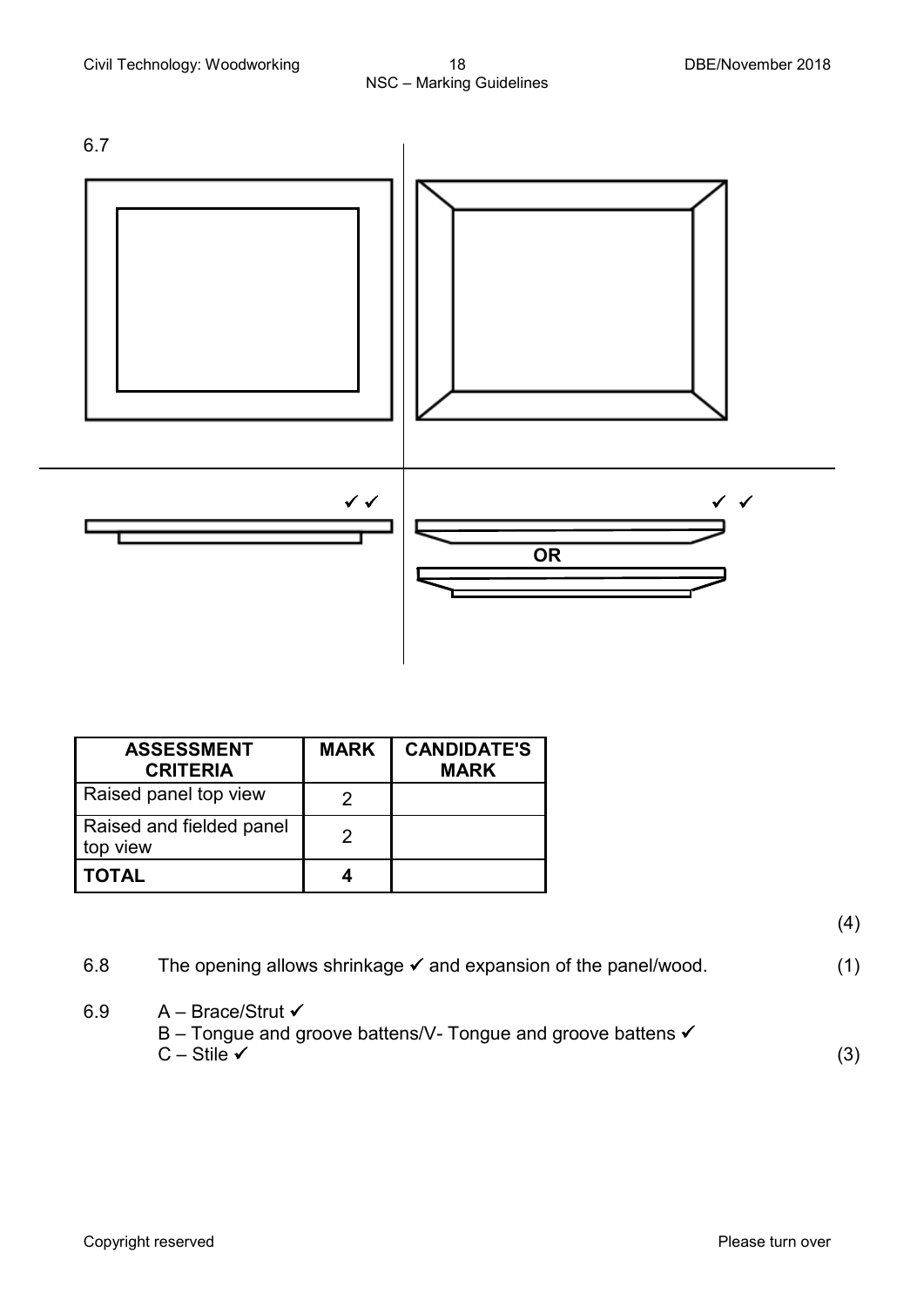6.7

✓✓ ✓ ✓

OR

| ASSESSMENT CRITERIA | MARK | CANDIDATE'S MARK |
|---|---|---|
| Raised panel top view | 2 | |
| Raised and fielded panel top view | 2 | |
| **TOTAL** | **4** | |

(4)

6.8 The opening allows shrinkage ✓ and expansion of the panel/wood. (1)

6.9 A – Brace/Strut ✓
B – Tongue and groove battens/V- Tongue and groove battens ✓
C – Stile ✓ (3)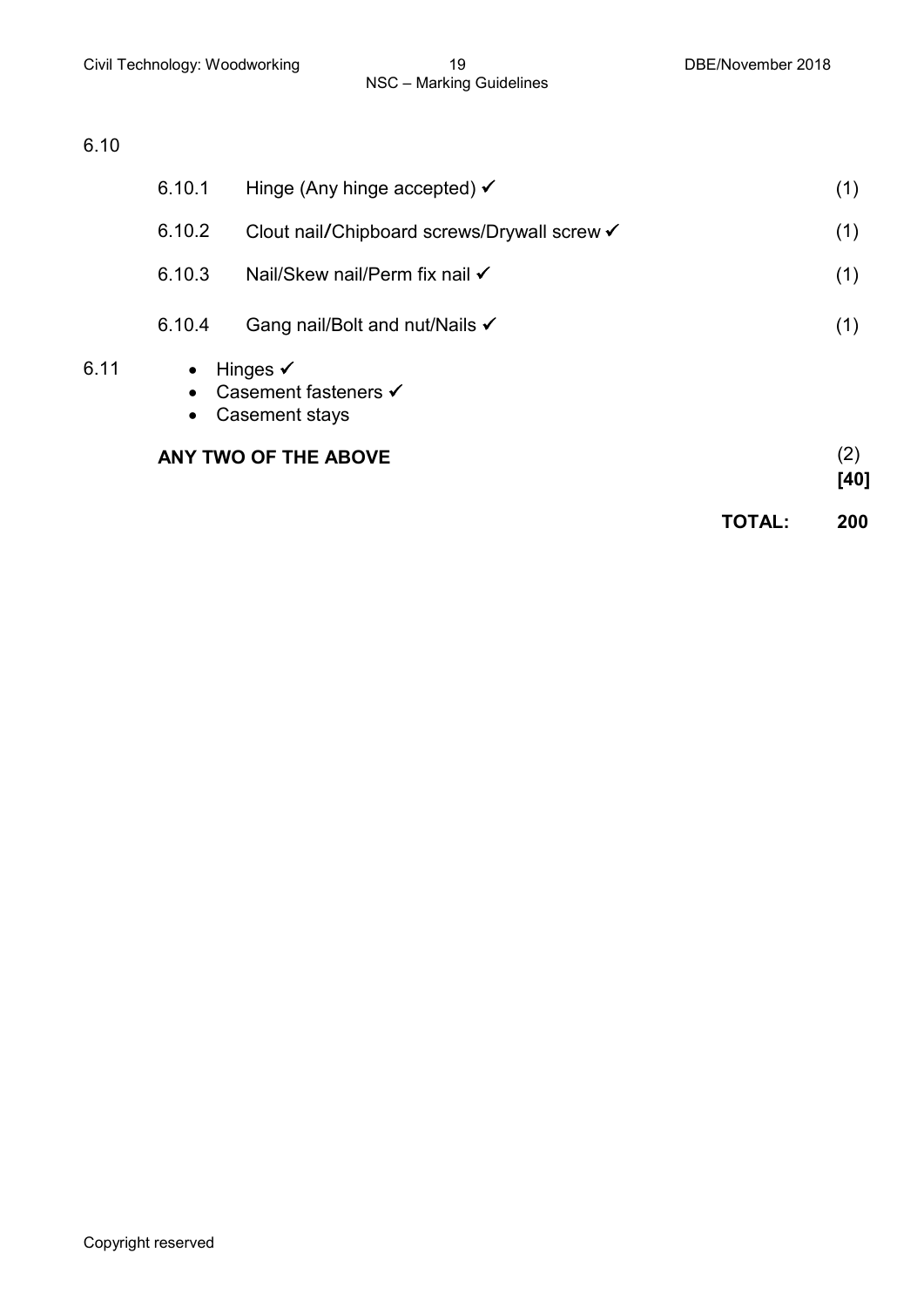6.10

| | | |
|---|---|---|
| 6.10.1 | Hinge (Any hinge accepted) ✓ | (1) |
| 6.10.2 | Clout nail/Chipboard screws/Drywall screw ✓ | (1) |
| 6.10.3 | Nail/Skew nail/Perm fix nail ✓ | (1) |
| 6.10.4 | Gang nail/Bolt and nut/Nails ✓ | (1) |

6.11
- Hinges ✓
- Casement fasteners ✓
- Casement stays

**ANY TWO OF THE ABOVE** (2)

**[40]**

**TOTAL: 200**